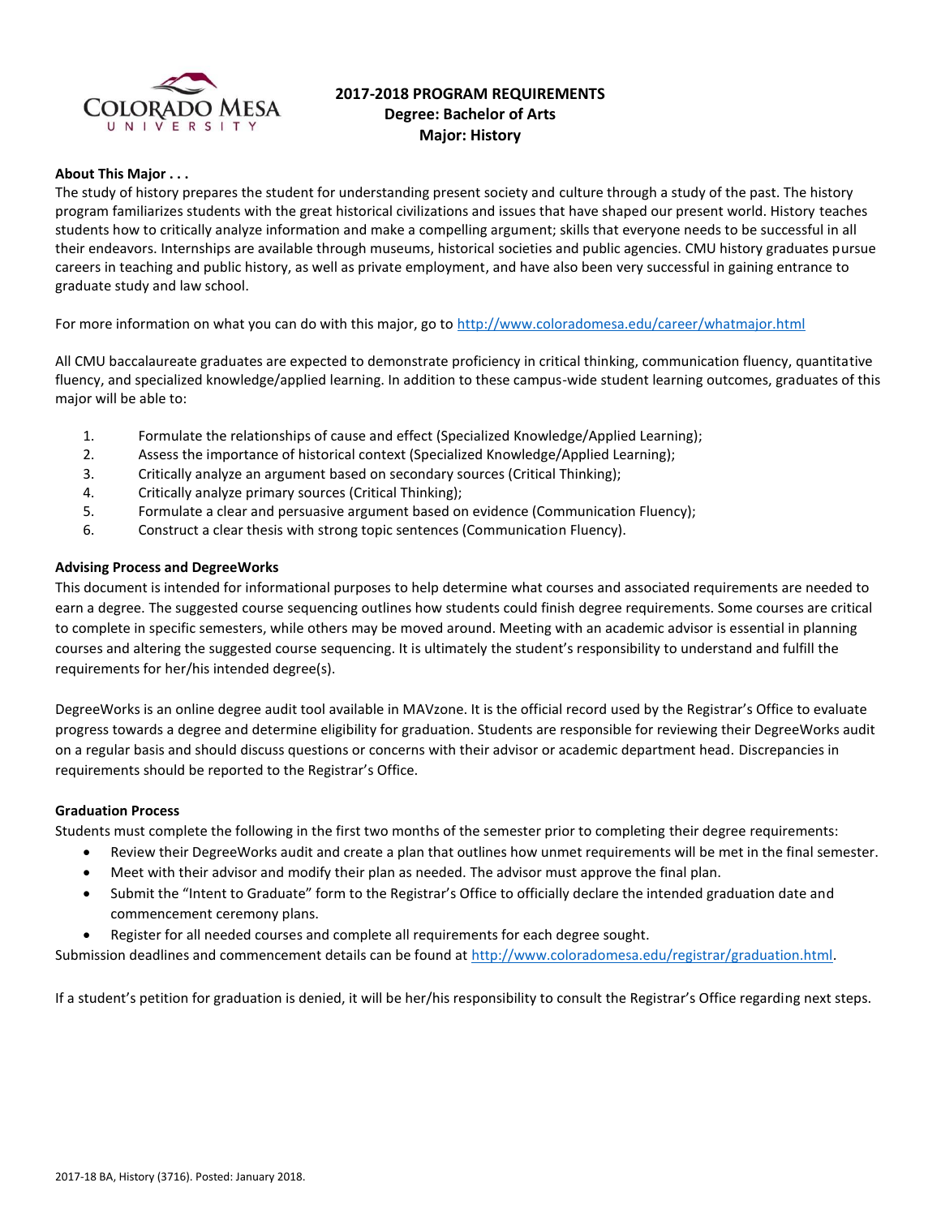# 2017-2018 PROGRAM REQUIREMENTS
## Degree: Bachelor of Arts
## Major: History

**About This Major . . .**

The study of history prepares the student for understanding present society and culture through a study of the past. The history program familiarizes students with the great historical civilizations and issues that have shaped our present world. History teaches students how to critically analyze information and make a compelling argument; skills that everyone needs to be successful in all their endeavors. Internships are available through museums, historical societies and public agencies. CMU history graduates pursue careers in teaching and public history, as well as private employment, and have also been very successful in gaining entrance to graduate study and law school.

For more information on what you can do with this major, go to http://www.coloradomesa.edu/career/whatmajor.html

All CMU baccalaureate graduates are expected to demonstrate proficiency in critical thinking, communication fluency, quantitative fluency, and specialized knowledge/applied learning. In addition to these campus-wide student learning outcomes, graduates of this major will be able to:

1. Formulate the relationships of cause and effect (Specialized Knowledge/Applied Learning);
2. Assess the importance of historical context (Specialized Knowledge/Applied Learning);
3. Critically analyze an argument based on secondary sources (Critical Thinking);
4. Critically analyze primary sources (Critical Thinking);
5. Formulate a clear and persuasive argument based on evidence (Communication Fluency);
6. Construct a clear thesis with strong topic sentences (Communication Fluency).

**Advising Process and DegreeWorks**

This document is intended for informational purposes to help determine what courses and associated requirements are needed to earn a degree. The suggested course sequencing outlines how students could finish degree requirements. Some courses are critical to complete in specific semesters, while others may be moved around. Meeting with an academic advisor is essential in planning courses and altering the suggested course sequencing. It is ultimately the student's responsibility to understand and fulfill the requirements for her/his intended degree(s).

DegreeWorks is an online degree audit tool available in MAVzone. It is the official record used by the Registrar's Office to evaluate progress towards a degree and determine eligibility for graduation. Students are responsible for reviewing their DegreeWorks audit on a regular basis and should discuss questions or concerns with their advisor or academic department head. Discrepancies in requirements should be reported to the Registrar's Office.

**Graduation Process**

Students must complete the following in the first two months of the semester prior to completing their degree requirements:

- Review their DegreeWorks audit and create a plan that outlines how unmet requirements will be met in the final semester.
- Meet with their advisor and modify their plan as needed. The advisor must approve the final plan.
- Submit the "Intent to Graduate" form to the Registrar's Office to officially declare the intended graduation date and commencement ceremony plans.
- Register for all needed courses and complete all requirements for each degree sought.

Submission deadlines and commencement details can be found at http://www.coloradomesa.edu/registrar/graduation.html.

If a student's petition for graduation is denied, it will be her/his responsibility to consult the Registrar's Office regarding next steps.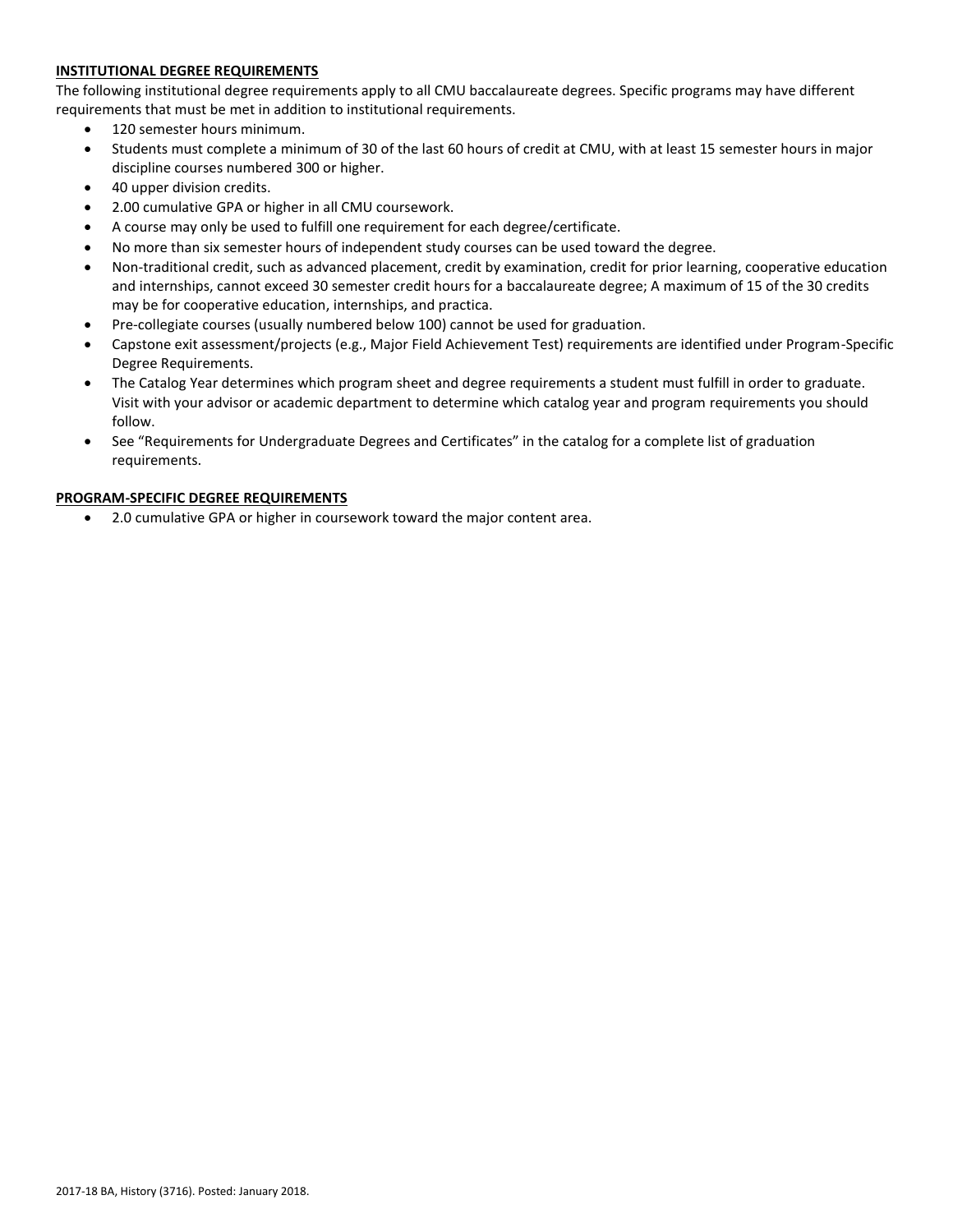**INSTITUTIONAL DEGREE REQUIREMENTS**

The following institutional degree requirements apply to all CMU baccalaureate degrees. Specific programs may have different requirements that must be met in addition to institutional requirements.

- 120 semester hours minimum.
- Students must complete a minimum of 30 of the last 60 hours of credit at CMU, with at least 15 semester hours in major discipline courses numbered 300 or higher.
- 40 upper division credits.
- 2.00 cumulative GPA or higher in all CMU coursework.
- A course may only be used to fulfill one requirement for each degree/certificate.
- No more than six semester hours of independent study courses can be used toward the degree.
- Non-traditional credit, such as advanced placement, credit by examination, credit for prior learning, cooperative education and internships, cannot exceed 30 semester credit hours for a baccalaureate degree; A maximum of 15 of the 30 credits may be for cooperative education, internships, and practica.
- Pre-collegiate courses (usually numbered below 100) cannot be used for graduation.
- Capstone exit assessment/projects (e.g., Major Field Achievement Test) requirements are identified under Program-Specific Degree Requirements.
- The Catalog Year determines which program sheet and degree requirements a student must fulfill in order to graduate. Visit with your advisor or academic department to determine which catalog year and program requirements you should follow.
- See "Requirements for Undergraduate Degrees and Certificates" in the catalog for a complete list of graduation requirements.

**PROGRAM-SPECIFIC DEGREE REQUIREMENTS**

- 2.0 cumulative GPA or higher in coursework toward the major content area.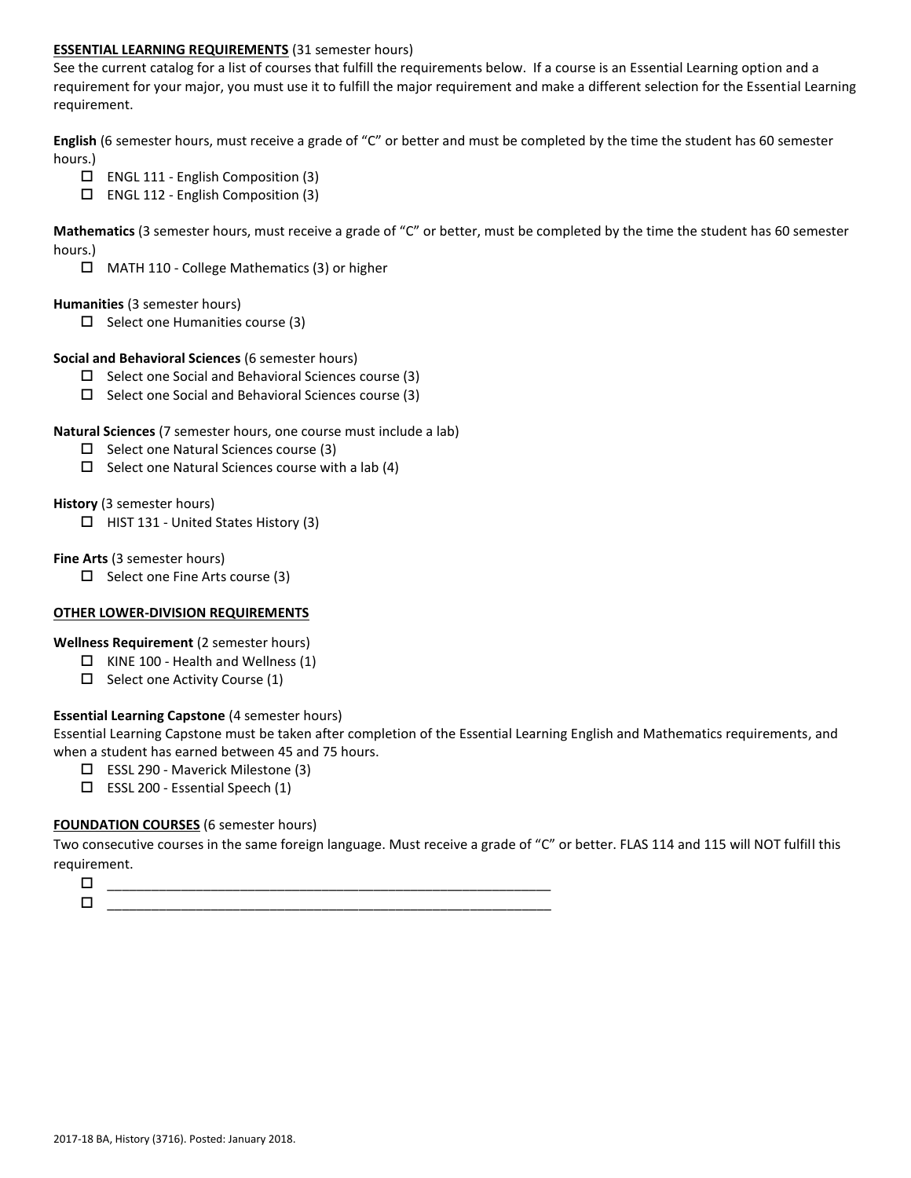## ESSENTIAL LEARNING REQUIREMENTS (31 semester hours)

See the current catalog for a list of courses that fulfill the requirements below. If a course is an Essential Learning option and a requirement for your major, you must use it to fulfill the major requirement and make a different selection for the Essential Learning requirement.

**English** (6 semester hours, must receive a grade of "C" or better and must be completed by the time the student has 60 semester hours.)

- ☐ ENGL 111 - English Composition (3)
- ☐ ENGL 112 - English Composition (3)

**Mathematics** (3 semester hours, must receive a grade of "C" or better, must be completed by the time the student has 60 semester hours.)

- ☐ MATH 110 - College Mathematics (3) or higher

**Humanities** (3 semester hours)

- ☐ Select one Humanities course (3)

**Social and Behavioral Sciences** (6 semester hours)

- ☐ Select one Social and Behavioral Sciences course (3)
- ☐ Select one Social and Behavioral Sciences course (3)

**Natural Sciences** (7 semester hours, one course must include a lab)

- ☐ Select one Natural Sciences course (3)
- ☐ Select one Natural Sciences course with a lab (4)

**History** (3 semester hours)

- ☐ HIST 131 - United States History (3)

**Fine Arts** (3 semester hours)

- ☐ Select one Fine Arts course (3)

## OTHER LOWER-DIVISION REQUIREMENTS

**Wellness Requirement** (2 semester hours)

- ☐ KINE 100 - Health and Wellness (1)
- ☐ Select one Activity Course (1)

**Essential Learning Capstone** (4 semester hours)

Essential Learning Capstone must be taken after completion of the Essential Learning English and Mathematics requirements, and when a student has earned between 45 and 75 hours.

- ☐ ESSL 290 - Maverick Milestone (3)
- ☐ ESSL 200 - Essential Speech (1)

## FOUNDATION COURSES (6 semester hours)

Two consecutive courses in the same foreign language. Must receive a grade of "C" or better. FLAS 114 and 115 will NOT fulfill this requirement.

- ☐ ____________________________________________________________
- ☐ ____________________________________________________________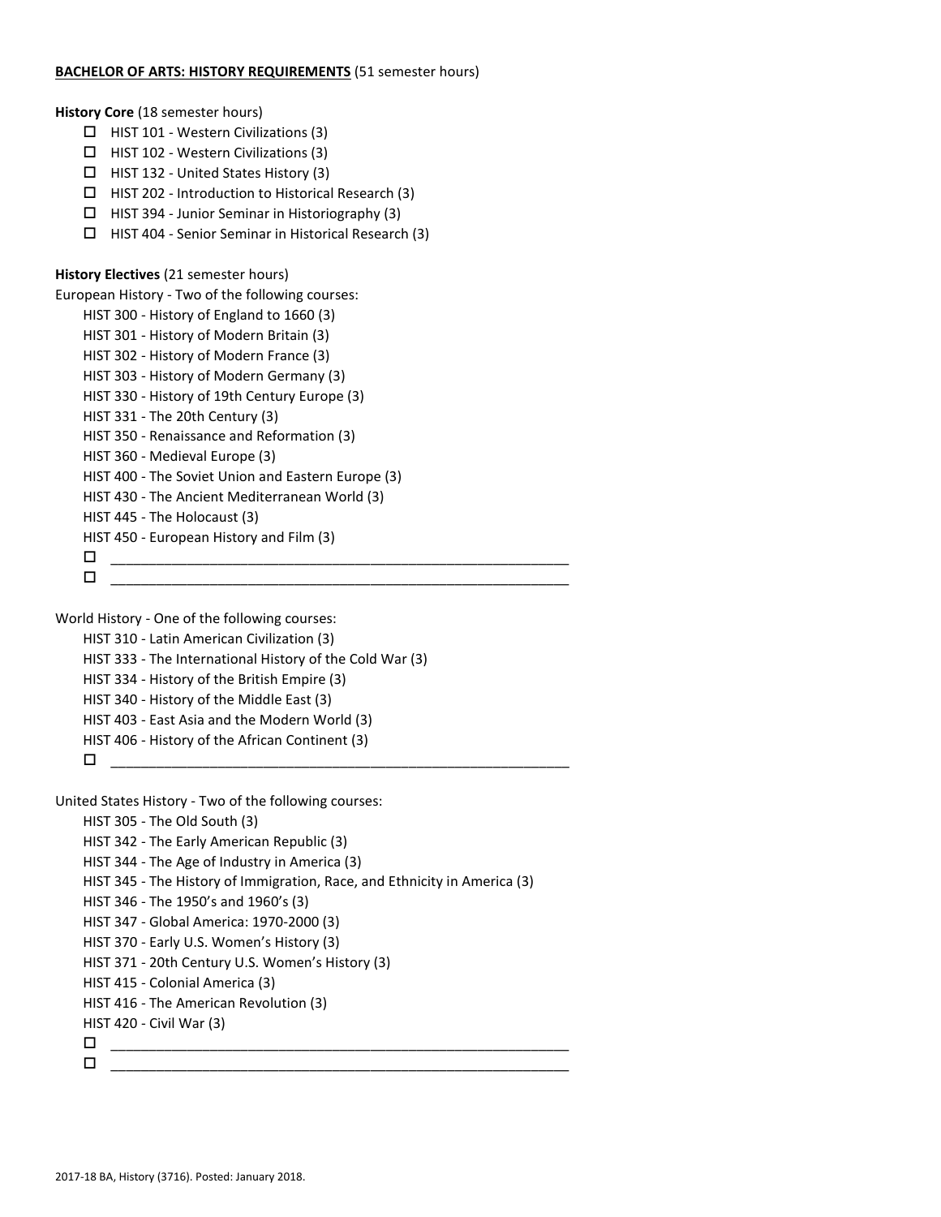**BACHELOR OF ARTS: HISTORY REQUIREMENTS** (51 semester hours)

**History Core** (18 semester hours)

- ☐ HIST 101 - Western Civilizations (3)
- ☐ HIST 102 - Western Civilizations (3)
- ☐ HIST 132 - United States History (3)
- ☐ HIST 202 - Introduction to Historical Research (3)
- ☐ HIST 394 - Junior Seminar in Historiography (3)
- ☐ HIST 404 - Senior Seminar in Historical Research (3)

**History Electives** (21 semester hours)

European History - Two of the following courses:

HIST 300 - History of England to 1660 (3)
HIST 301 - History of Modern Britain (3)
HIST 302 - History of Modern France (3)
HIST 303 - History of Modern Germany (3)
HIST 330 - History of 19th Century Europe (3)
HIST 331 - The 20th Century (3)
HIST 350 - Renaissance and Reformation (3)
HIST 360 - Medieval Europe (3)
HIST 400 - The Soviet Union and Eastern Europe (3)
HIST 430 - The Ancient Mediterranean World (3)
HIST 445 - The Holocaust (3)
HIST 450 - European History and Film (3)

- ☐ ____________________________________________
- ☐ ____________________________________________

World History - One of the following courses:

HIST 310 - Latin American Civilization (3)
HIST 333 - The International History of the Cold War (3)
HIST 334 - History of the British Empire (3)
HIST 340 - History of the Middle East (3)
HIST 403 - East Asia and the Modern World (3)
HIST 406 - History of the African Continent (3)

- ☐ ____________________________________________

United States History - Two of the following courses:

HIST 305 - The Old South (3)
HIST 342 - The Early American Republic (3)
HIST 344 - The Age of Industry in America (3)
HIST 345 - The History of Immigration, Race, and Ethnicity in America (3)
HIST 346 - The 1950's and 1960's (3)
HIST 347 - Global America: 1970-2000 (3)
HIST 370 - Early U.S. Women's History (3)
HIST 371 - 20th Century U.S. Women's History (3)
HIST 415 - Colonial America (3)
HIST 416 - The American Revolution (3)
HIST 420 - Civil War (3)

- ☐ ____________________________________________
- ☐ ____________________________________________

2017-18 BA, History (3716). Posted: January 2018.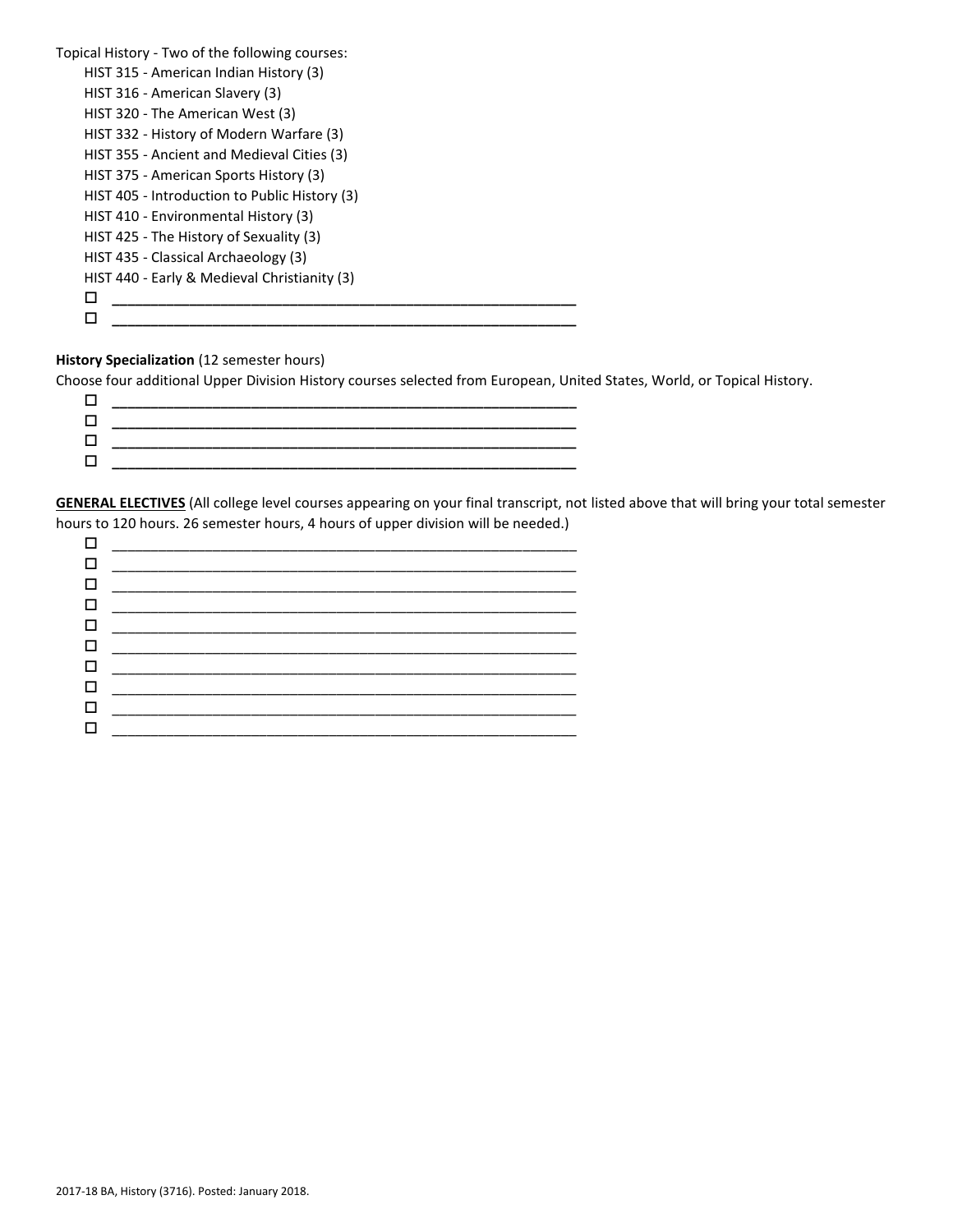Topical History - Two of the following courses:

- HIST 315 - American Indian History (3)
- HIST 316 - American Slavery (3)
- HIST 320 - The American West (3)
- HIST 332 - History of Modern Warfare (3)
- HIST 355 - Ancient and Medieval Cities (3)
- HIST 375 - American Sports History (3)
- HIST 405 - Introduction to Public History (3)
- HIST 410 - Environmental History (3)
- HIST 425 - The History of Sexuality (3)
- HIST 435 - Classical Archaeology (3)
- HIST 440 - Early & Medieval Christianity (3)

- ☐ ____________________________________________________________
- ☐ ____________________________________________________________

**History Specialization** (12 semester hours)

Choose four additional Upper Division History courses selected from European, United States, World, or Topical History.

- ☐ ____________________________________________________________
- ☐ ____________________________________________________________
- ☐ ____________________________________________________________
- ☐ ____________________________________________________________

**GENERAL ELECTIVES** (All college level courses appearing on your final transcript, not listed above that will bring your total semester hours to 120 hours. 26 semester hours, 4 hours of upper division will be needed.)

- ☐ ____________________________________________________________
- ☐ ____________________________________________________________
- ☐ ____________________________________________________________
- ☐ ____________________________________________________________
- ☐ ____________________________________________________________
- ☐ ____________________________________________________________
- ☐ ____________________________________________________________
- ☐ ____________________________________________________________
- ☐ ____________________________________________________________
- ☐ ____________________________________________________________

2017-18 BA, History (3716). Posted: January 2018.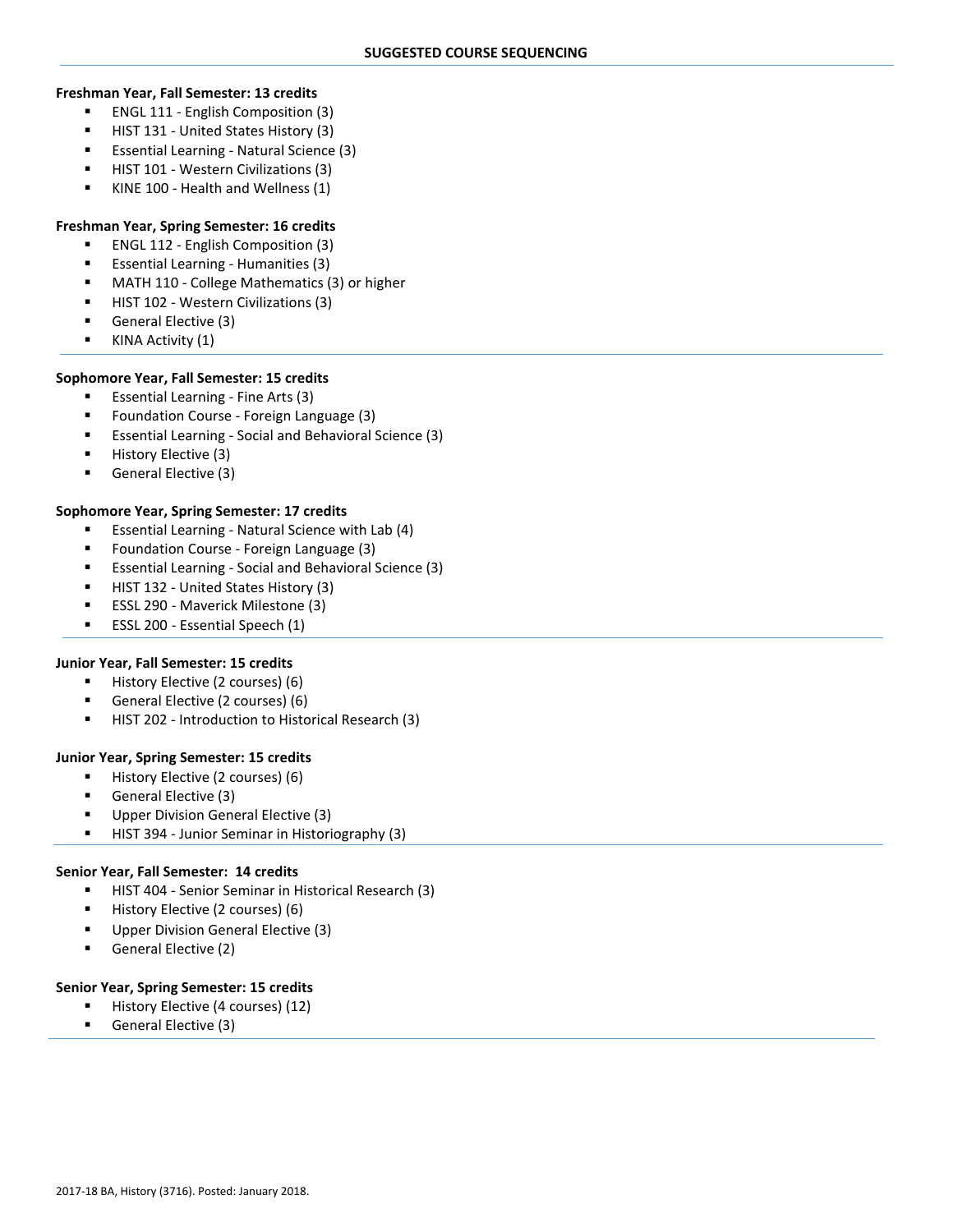## SUGGESTED COURSE SEQUENCING

**Freshman Year, Fall Semester: 13 credits**

- ENGL 111 - English Composition (3)
- HIST 131 - United States History (3)
- Essential Learning - Natural Science (3)
- HIST 101 - Western Civilizations (3)
- KINE 100 - Health and Wellness (1)

**Freshman Year, Spring Semester: 16 credits**

- ENGL 112 - English Composition (3)
- Essential Learning - Humanities (3)
- MATH 110 - College Mathematics (3) or higher
- HIST 102 - Western Civilizations (3)
- General Elective (3)
- KINA Activity (1)

**Sophomore Year, Fall Semester: 15 credits**

- Essential Learning - Fine Arts (3)
- Foundation Course - Foreign Language (3)
- Essential Learning - Social and Behavioral Science (3)
- History Elective (3)
- General Elective (3)

**Sophomore Year, Spring Semester: 17 credits**

- Essential Learning - Natural Science with Lab (4)
- Foundation Course - Foreign Language (3)
- Essential Learning - Social and Behavioral Science (3)
- HIST 132 - United States History (3)
- ESSL 290 - Maverick Milestone (3)
- ESSL 200 - Essential Speech (1)

**Junior Year, Fall Semester: 15 credits**

- History Elective (2 courses) (6)
- General Elective (2 courses) (6)
- HIST 202 - Introduction to Historical Research (3)

**Junior Year, Spring Semester: 15 credits**

- History Elective (2 courses) (6)
- General Elective (3)
- Upper Division General Elective (3)
- HIST 394 - Junior Seminar in Historiography (3)

**Senior Year, Fall Semester: 14 credits**

- HIST 404 - Senior Seminar in Historical Research (3)
- History Elective (2 courses) (6)
- Upper Division General Elective (3)
- General Elective (2)

**Senior Year, Spring Semester: 15 credits**

- History Elective (4 courses) (12)
- General Elective (3)